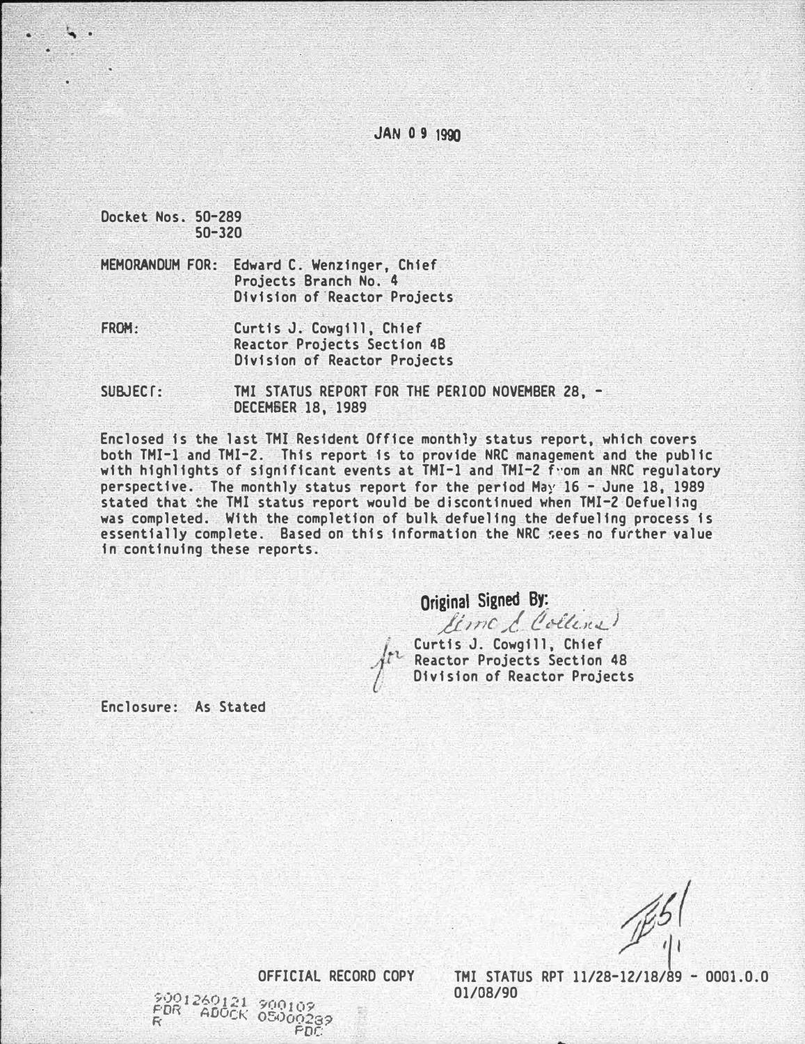JAN 0 9 1990

Docket Nos. 50-289
50-320

MEMORANDUM FOR: Edward C. Wenzinger, Chief
Projects Branch No. 4
Division of Reactor Projects

FROM: Curtis J. Cowgill, Chief
Reactor Projects Section 4B
Division of Reactor Projects

SUBJECT: TMI STATUS REPORT FOR THE PERIOD NOVEMBER 28, - DECEMBER 18, 1989

Enclosed is the last TMI Resident Office monthly status report, which covers both TMI-1 and TMI-2. This report is to provide NRC management and the public with highlights of significant events at TMI-1 and TMI-2 from an NRC regulatory perspective. The monthly status report for the period May 16 - June 18, 1989 stated that the TMI status report would be discontinued when TMI-2 Defueling was completed. With the completion of bulk defueling the defueling process is essentially complete. Based on this information the NRC sees no further value in continuing these reports.

Original Signed By:
Lime L. Collins
for Curtis J. Cowgill, Chief
Reactor Projects Section 4B
Division of Reactor Projects

Enclosure: As Stated

OFFICIAL RECORD COPY

TMI STATUS RPT 11/28-12/18/89 - 0001.0.0
01/08/90

9001260121 900109
PDR ADOCK 05000289
R PDC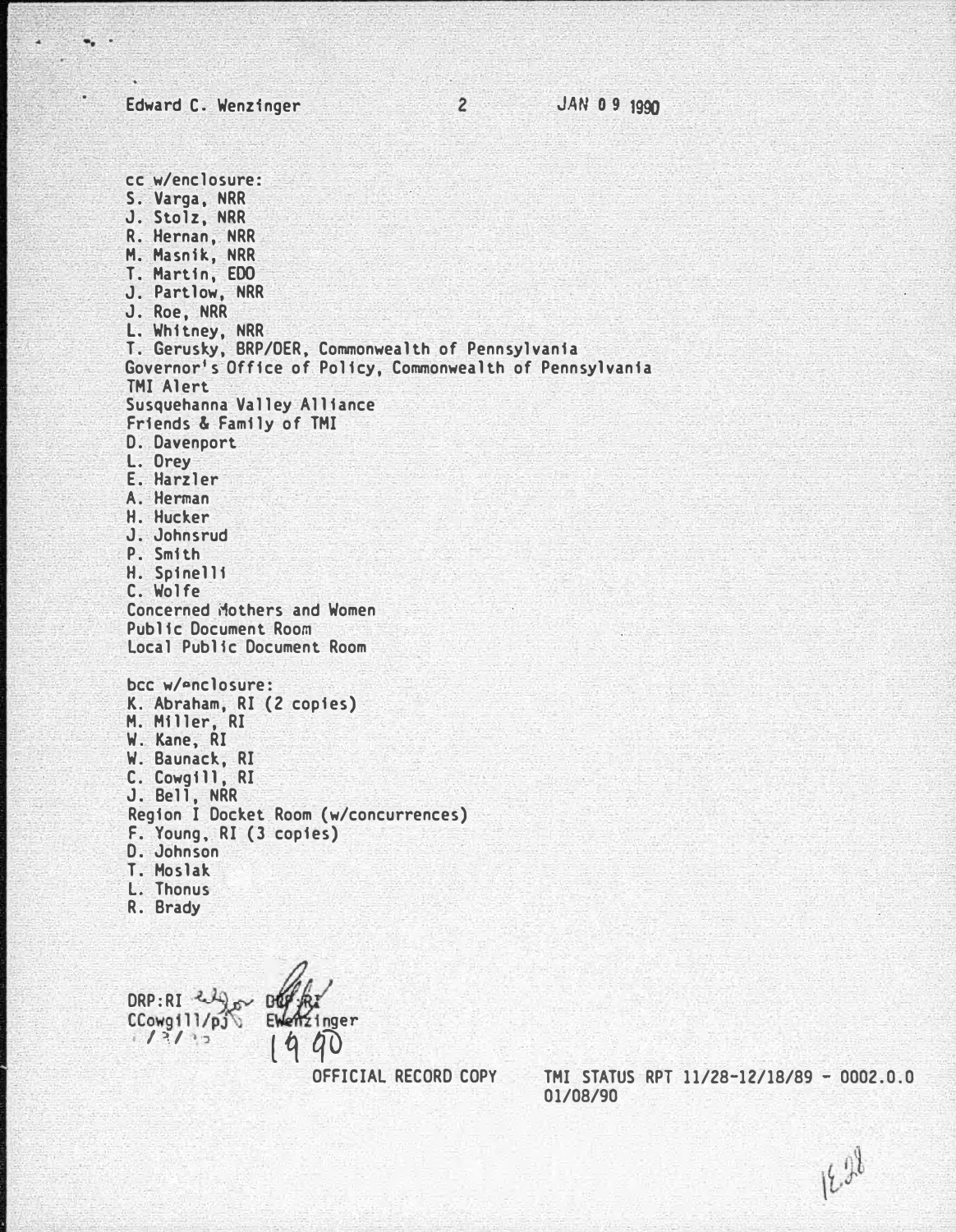cc w/enclosure:
S. Varga, NRR
J. Stolz, NRR
R. Hernan, NRR
M. Masnik, NRR
T. Martin, EDO
J. Partlow, NRR
J. Roe, NRR
L. Whitney, NRR
T. Gerusky, BRP/DER, Commonwealth of Pennsylvania
Governor's Office of Policy, Commonwealth of Pennsylvania
TMI Alert
Susquehanna Valley Alliance
Friends & Family of TMI
D. Davenport
L. Orey
E. Harzler
A. Herman
H. Hucker
J. Johnsrud
P. Smith
H. Spinelli
C. Wolfe
Concerned Mothers and Women
Public Document Room
Local Public Document Room

bcc w/enclosure:
K. Abraham, RI (2 copies)
M. Miller, RI
W. Kane, RI
W. Baunack, RI
C. Cowgill, RI
J. Bell, NRR
Region I Docket Room (w/concurrences)
F. Young, RI (3 copies)
D. Johnson
T. Moslak
L. Thonus
R. Brady

DRP:RI DRP:RI
CCowgill/pj EWenzinger
1/3/90 1990

OFFICIAL RECORD COPY TMI STATUS RPT 11/28-12/18/89 - 0002.0.0
01/08/90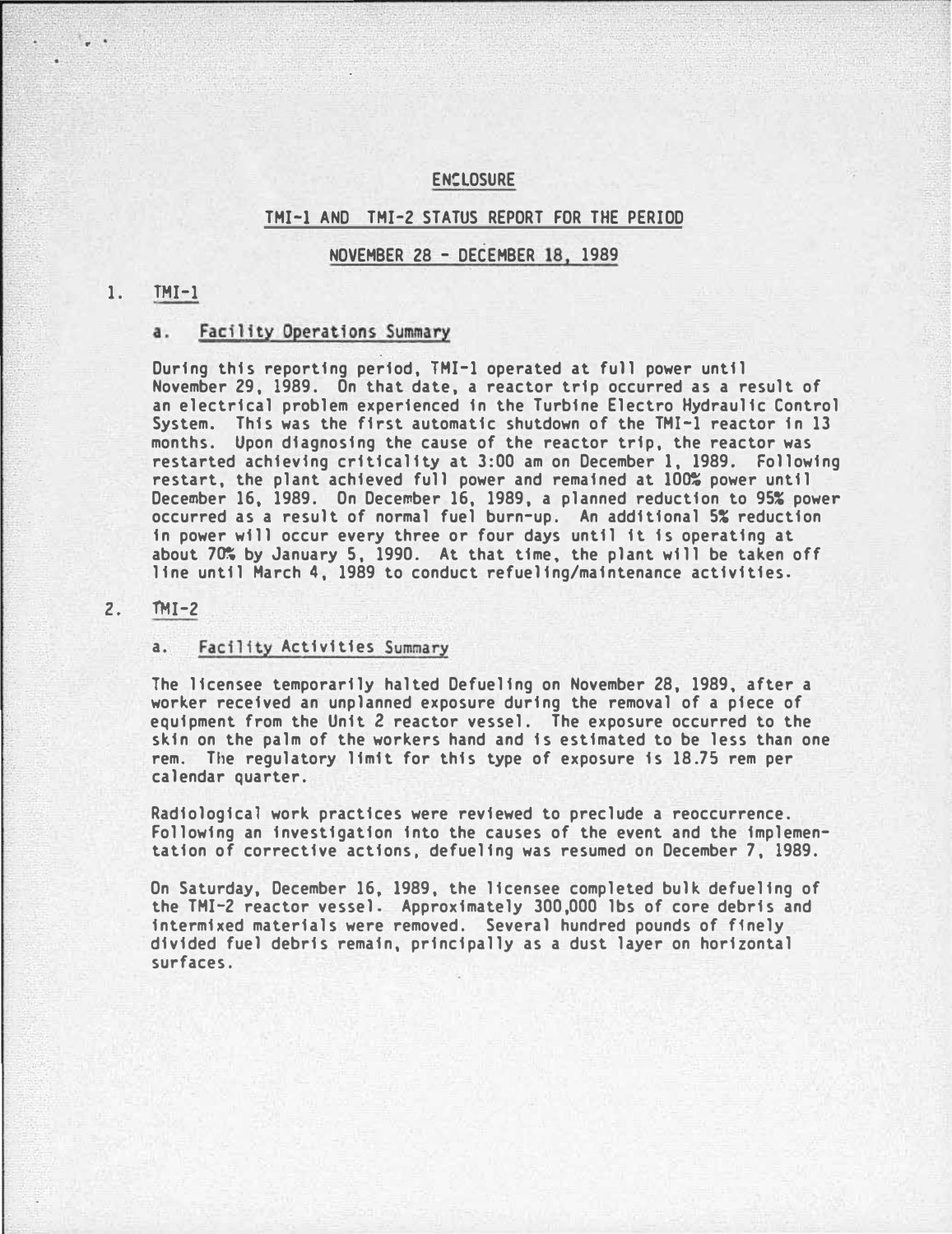# ENCLOSURE

## TMI-1 AND TMI-2 STATUS REPORT FOR THE PERIOD

## NOVEMBER 28 - DECEMBER 18, 1989

1. TMI-1

   a. Facility Operations Summary

   During this reporting period, TMI-1 operated at full power until November 29, 1989. On that date, a reactor trip occurred as a result of an electrical problem experienced in the Turbine Electro Hydraulic Control System. This was the first automatic shutdown of the TMI-1 reactor in 13 months. Upon diagnosing the cause of the reactor trip, the reactor was restarted achieving criticality at 3:00 am on December 1, 1989. Following restart, the plant achieved full power and remained at 100% power until December 16, 1989. On December 16, 1989, a planned reduction to 95% power occurred as a result of normal fuel burn-up. An additional 5% reduction in power will occur every three or four days until it is operating at about 70% by January 5, 1990. At that time, the plant will be taken off line until March 4, 1989 to conduct refueling/maintenance activities.

2. TMI-2

   a. Facility Activities Summary

   The licensee temporarily halted Defueling on November 28, 1989, after a worker received an unplanned exposure during the removal of a piece of equipment from the Unit 2 reactor vessel. The exposure occurred to the skin on the palm of the workers hand and is estimated to be less than one rem. The regulatory limit for this type of exposure is 18.75 rem per calendar quarter.

   Radiological work practices were reviewed to preclude a reoccurrence. Following an investigation into the causes of the event and the implementation of corrective actions, defueling was resumed on December 7, 1989.

   On Saturday, December 16, 1989, the licensee completed bulk defueling of the TMI-2 reactor vessel. Approximately 300,000 lbs of core debris and intermixed materials were removed. Several hundred pounds of finely divided fuel debris remain, principally as a dust layer on horizontal surfaces.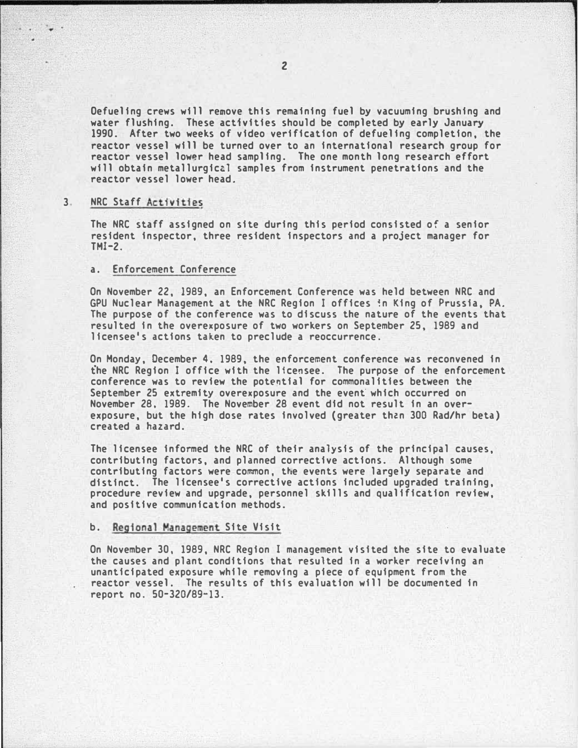Defueling crews will remove this remaining fuel by vacuuming brushing and water flushing. These activities should be completed by early January 1990. After two weeks of video verification of defueling completion, the reactor vessel will be turned over to an international research group for reactor vessel lower head sampling. The one month long research effort will obtain metallurgical samples from instrument penetrations and the reactor vessel lower head.

3. NRC Staff Activities

The NRC staff assigned on site during this period consisted of a senior resident inspector, three resident inspectors and a project manager for TMI-2.

a. Enforcement Conference

On November 22, 1989, an Enforcement Conference was held between NRC and GPU Nuclear Management at the NRC Region I offices in King of Prussia, PA. The purpose of the conference was to discuss the nature of the events that resulted in the overexposure of two workers on September 25, 1989 and licensee's actions taken to preclude a reoccurrence.

On Monday, December 4, 1989, the enforcement conference was reconvened in the NRC Region I office with the licensee. The purpose of the enforcement conference was to review the potential for commonalities between the September 25 extremity overexposure and the event which occurred on November 28, 1989. The November 28 event did not result in an overexposure, but the high dose rates involved (greater than 300 Rad/hr beta) created a hazard.

The licensee informed the NRC of their analysis of the principal causes, contributing factors, and planned corrective actions. Although some contributing factors were common, the events were largely separate and distinct. The licensee's corrective actions included upgraded training, procedure review and upgrade, personnel skills and qualification review, and positive communication methods.

b. Regional Management Site Visit

On November 30, 1989, NRC Region I management visited the site to evaluate the causes and plant conditions that resulted in a worker receiving an unanticipated exposure while removing a piece of equipment from the reactor vessel. The results of this evaluation will be documented in report no. 50-320/89-13.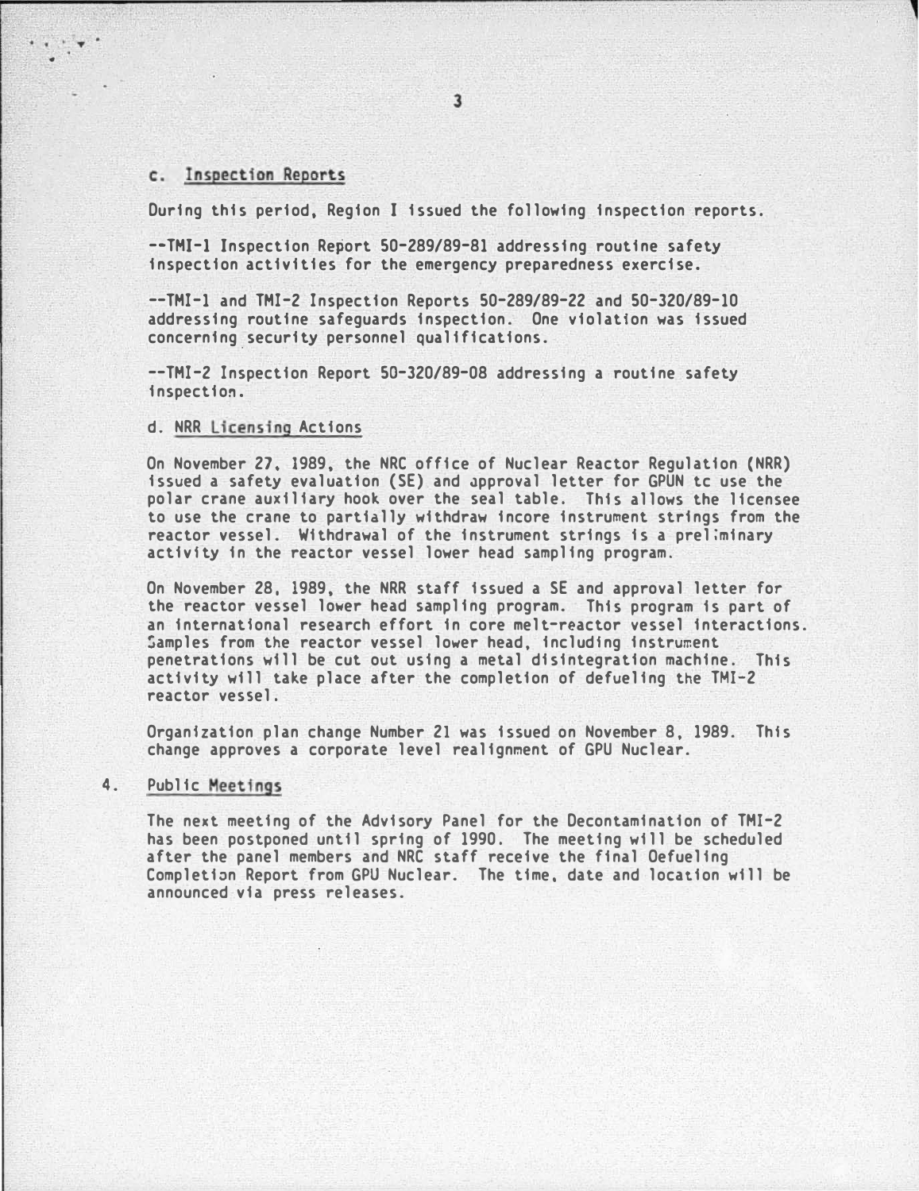c. Inspection Reports

During this period, Region I issued the following inspection reports.

--TMI-1 Inspection Report 50-289/89-81 addressing routine safety inspection activities for the emergency preparedness exercise.

--TMI-1 and TMI-2 Inspection Reports 50-289/89-22 and 50-320/89-10 addressing routine safeguards inspection. One violation was issued concerning security personnel qualifications.

--TMI-2 Inspection Report 50-320/89-08 addressing a routine safety inspection.

d. NRR Licensing Actions

On November 27, 1989, the NRC office of Nuclear Reactor Regulation (NRR) issued a safety evaluation (SE) and approval letter for GPUN tc use the polar crane auxiliary hook over the seal table. This allows the licensee to use the crane to partially withdraw incore instrument strings from the reactor vessel. Withdrawal of the instrument strings is a preliminary activity in the reactor vessel lower head sampling program.

On November 28, 1989, the NRR staff issued a SE and approval letter for the reactor vessel lower head sampling program. This program is part of an international research effort in core melt-reactor vessel interactions. Samples from the reactor vessel lower head, including instrument penetrations will be cut out using a metal disintegration machine. This activity will take place after the completion of defueling the TMI-2 reactor vessel.

Organization plan change Number 21 was issued on November 8, 1989. This change approves a corporate level realignment of GPU Nuclear.

4. Public Meetings

The next meeting of the Advisory Panel for the Decontamination of TMI-2 has been postponed until spring of 1990. The meeting will be scheduled after the panel members and NRC staff receive the final Defueling Completion Report from GPU Nuclear. The time, date and location will be announced via press releases.